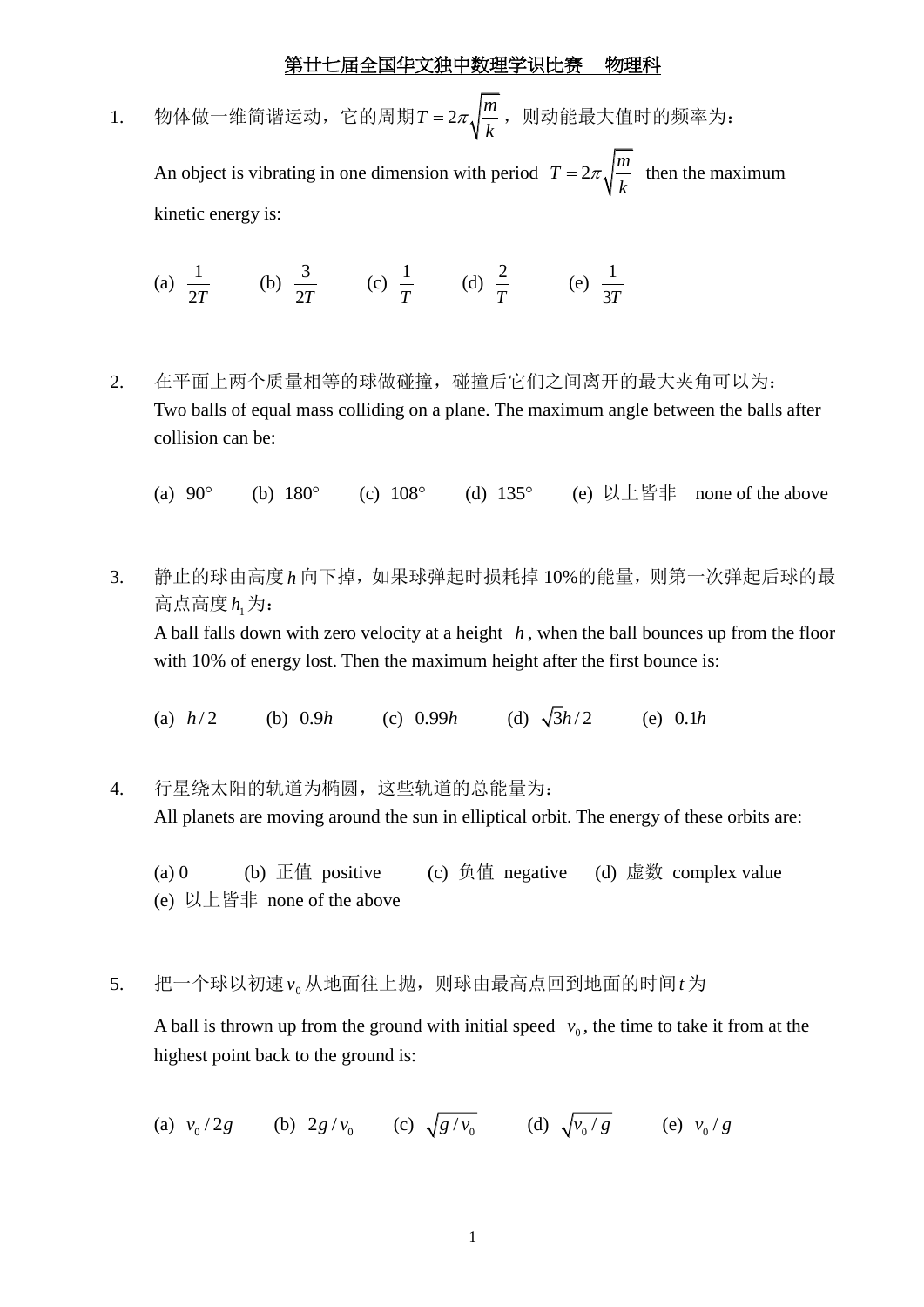# 第廿七届全国华文独中数理学识比赛　物理科

1. 物体做一维简谐运动，它的周期$T = 2\pi\sqrt{\frac{m}{k}}$，则动能最大值时的频率为：

   An object is vibrating in one dimension with period $T = 2\pi\sqrt{\frac{m}{k}}$ then the maximum kinetic energy is:

   (a) $\frac{1}{2T}$　　(b) $\frac{3}{2T}$　　(c) $\frac{1}{T}$　　(d) $\frac{2}{T}$　　(e) $\frac{1}{3T}$

2. 在平面上两个质量相等的球做碰撞，碰撞后它们之间离开的最大夹角可以为：
   Two balls of equal mass colliding on a plane. The maximum angle between the balls after collision can be:

   (a) $90°$　　(b) $180°$　　(c) $108°$　　(d) $135°$　　(e) 以上皆非　none of the above

3. 静止的球由高度$h$向下掉，如果球弹起时损耗掉10%的能量，则第一次弹起后球的最高点高度$h_1$为：
   A ball falls down with zero velocity at a height $h$, when the ball bounces up from the floor with 10% of energy lost. Then the maximum height after the first bounce is:

   (a) $h/2$　　(b) $0.9h$　　(c) $0.99h$　　(d) $\sqrt{3}h/2$　　(e) $0.1h$

4. 行星绕太阳的轨道为椭圆，这些轨道的总能量为：
   All planets are moving around the sun in elliptical orbit. The energy of these orbits are:

   (a) 0　　(b) 正值 positive　　(c) 负值 negative　　(d) 虚数 complex value
   (e) 以上皆非 none of the above

5. 把一个球以初速$v_0$从地面往上抛，则球由最高点回到地面的时间$t$为

   A ball is thrown up from the ground with initial speed $v_0$, the time to take it from at the highest point back to the ground is:

   (a) $v_0/2g$　　(b) $2g/v_0$　　(c) $\sqrt{g/v_0}$　　(d) $\sqrt{v_0/g}$　　(e) $v_0/g$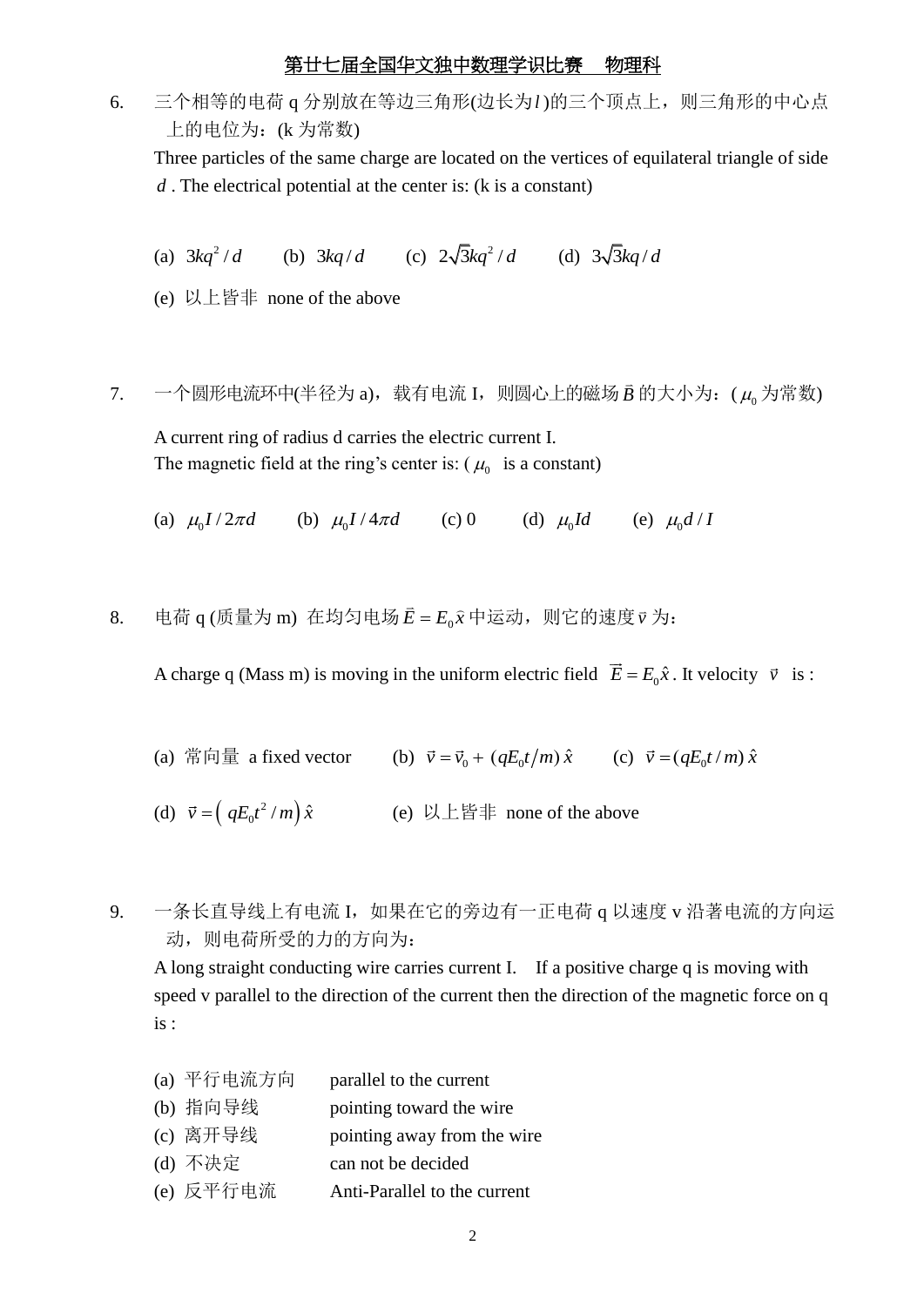6. 三个相等的电荷 q 分别放在等边三角形(边长为$l$)的三个顶点上，则三角形的中心点上的电位为：(k 为常数)

   Three particles of the same charge are located on the vertices of equilateral triangle of side $d$. The electrical potential at the center is: (k is a constant)

   (a) $3kq^2/d$ (b) $3kq/d$ (c) $2\sqrt{3}kq^2/d$ (d) $3\sqrt{3}kq/d$

   (e) 以上皆非 none of the above

7. 一个圆形电流环中(半径为 a)，载有电流 I，则圆心上的磁场 $\vec{B}$ 的大小为：($\mu_0$ 为常数)

   A current ring of radius d carries the electric current I.
   The magnetic field at the ring's center is: ($\mu_0$ is a constant)

   (a) $\mu_0 I/2\pi d$ (b) $\mu_0 I/4\pi d$ (c) 0 (d) $\mu_0 Id$ (e) $\mu_0 d/I$

8. 电荷 q (质量为 m) 在均匀电场 $\vec{E}=E_0\hat{x}$ 中运动，则它的速度 $\vec{v}$ 为：

   A charge q (Mass m) is moving in the uniform electric field $\vec{E}=E_0\hat{x}$. It velocity $\vec{v}$ is :

   (a) 常向量 a fixed vector (b) $\vec{v}=\vec{v}_0+(qE_0t/m)\,\hat{x}$ (c) $\vec{v}=(qE_0t/m)\,\hat{x}$

   (d) $\vec{v}=\left(qE_0t^2/m\right)\hat{x}$ (e) 以上皆非 none of the above

9. 一条长直导线上有电流 I，如果在它的旁边有一正电荷 q 以速度 v 沿著电流的方向运动，则电荷所受的力的方向为：

   A long straight conducting wire carries current I. If a positive charge q is moving with speed v parallel to the direction of the current then the direction of the magnetic force on q is :

   (a) 平行电流方向 parallel to the current
   (b) 指向导线 pointing toward the wire
   (c) 离开导线 pointing away from the wire
   (d) 不决定 can not be decided
   (e) 反平行电流 Anti-Parallel to the current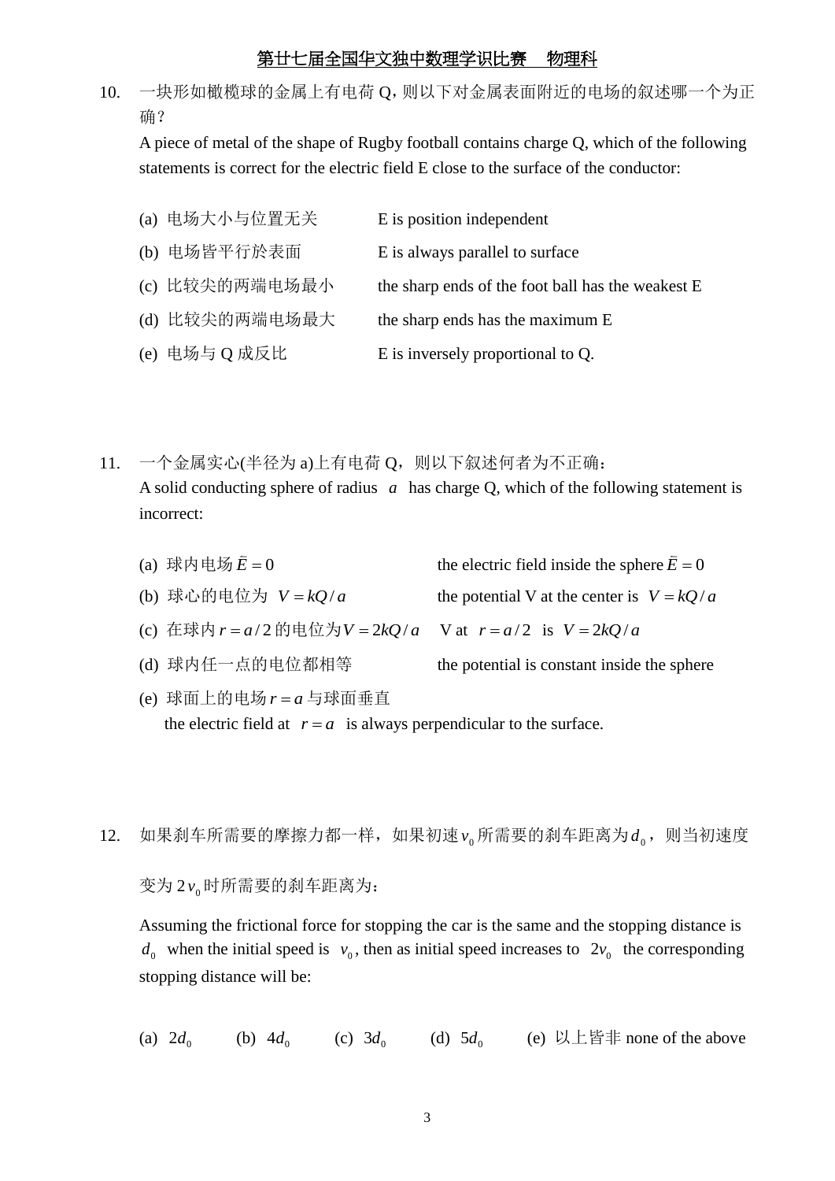10. 一块形如橄榄球的金属上有电荷 Q，则以下对金属表面附近的电场的叙述哪一个为正确？

    A piece of metal of the shape of Rugby football contains charge Q, which of the following statements is correct for the electric field E close to the surface of the conductor:

    (a) 电场大小与位置无关　　E is position independent

    (b) 电场皆平行於表面　　E is always parallel to surface

    (c) 比较尖的两端电场最小　　the sharp ends of the foot ball has the weakest E

    (d) 比较尖的两端电场最大　　the sharp ends has the maximum E

    (e) 电场与 Q 成反比　　E is inversely proportional to Q.

11. 一个金属实心(半径为 a)上有电荷 Q，则以下叙述何者为不正确：

    A solid conducting sphere of radius $a$ has charge Q, which of the following statement is incorrect:

    (a) 球内电场 $\bar{E}=0$　　the electric field inside the sphere $\bar{E}=0$

    (b) 球心的电位为 $V=kQ/a$　　the potential V at the center is $V=kQ/a$

    (c) 在球内 $r=a/2$ 的电位为 $V=2kQ/a$　　V at $r=a/2$ is $V=2kQ/a$

    (d) 球内任一点的电位都相等　　the potential is constant inside the sphere

    (e) 球面上的电场 $r=a$ 与球面垂直

    the electric field at $r=a$ is always perpendicular to the surface.

12. 如果刹车所需要的摩擦力都一样，如果初速 $v_0$ 所需要的刹车距离为 $d_0$，则当初速度变为 $2v_0$ 时所需要的刹车距离为：

    Assuming the frictional force for stopping the car is the same and the stopping distance is $d_0$ when the initial speed is $v_0$, then as initial speed increases to $2v_0$ the corresponding stopping distance will be:

    (a) $2d_0$　　(b) $4d_0$　　(c) $3d_0$　　(d) $5d_0$　　(e) 以上皆非 none of the above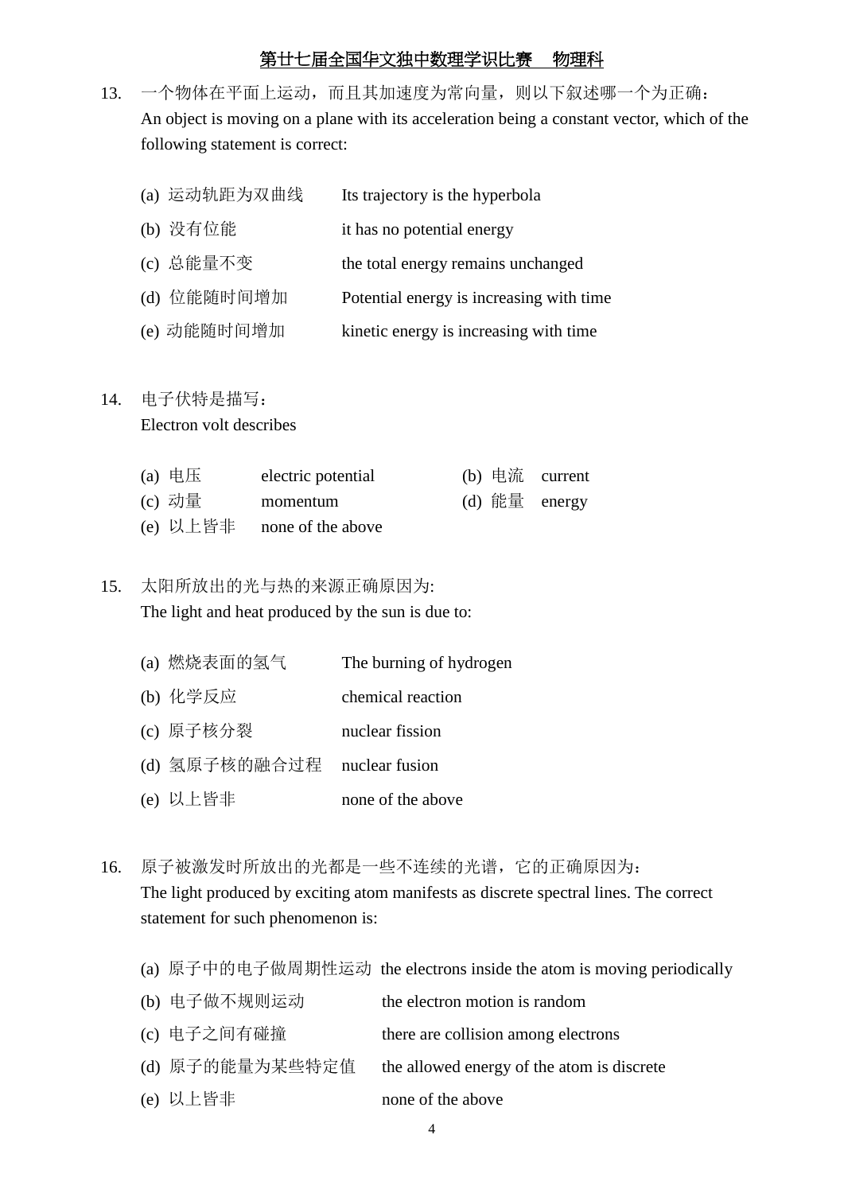13. 一个物体在平面上运动，而且其加速度为常向量，则以下叙述哪一个为正确：
An object is moving on a plane with its acceleration being a constant vector, which of the following statement is correct:

(a) 运动轨距为双曲线　　Its trajectory is the hyperbola
(b) 没有位能　　it has no potential energy
(c) 总能量不变　　the total energy remains unchanged
(d) 位能随时间增加　　Potential energy is increasing with time
(e) 动能随时间增加　　kinetic energy is increasing with time

14. 电子伏特是描写：
Electron volt describes

(a) 电压　　electric potential
(b) 电流　　current
(c) 动量　　momentum
(d) 能量　　energy
(e) 以上皆非　　none of the above

15. 太阳所放出的光与热的来源正确原因为:
The light and heat produced by the sun is due to:

(a) 燃烧表面的氢气　　The burning of hydrogen
(b) 化学反应　　chemical reaction
(c) 原子核分裂　　nuclear fission
(d) 氢原子核的融合过程　　nuclear fusion
(e) 以上皆非　　none of the above

16. 原子被激发时所放出的光都是一些不连续的光谱，它的正确原因为：
The light produced by exciting atom manifests as discrete spectral lines. The correct statement for such phenomenon is:

(a) 原子中的电子做周期性运动　the electrons inside the atom is moving periodically
(b) 电子做不规则运动　　the electron motion is random
(c) 电子之间有碰撞　　there are collision among electrons
(d) 原子的能量为某些特定值　　the allowed energy of the atom is discrete
(e) 以上皆非　　none of the above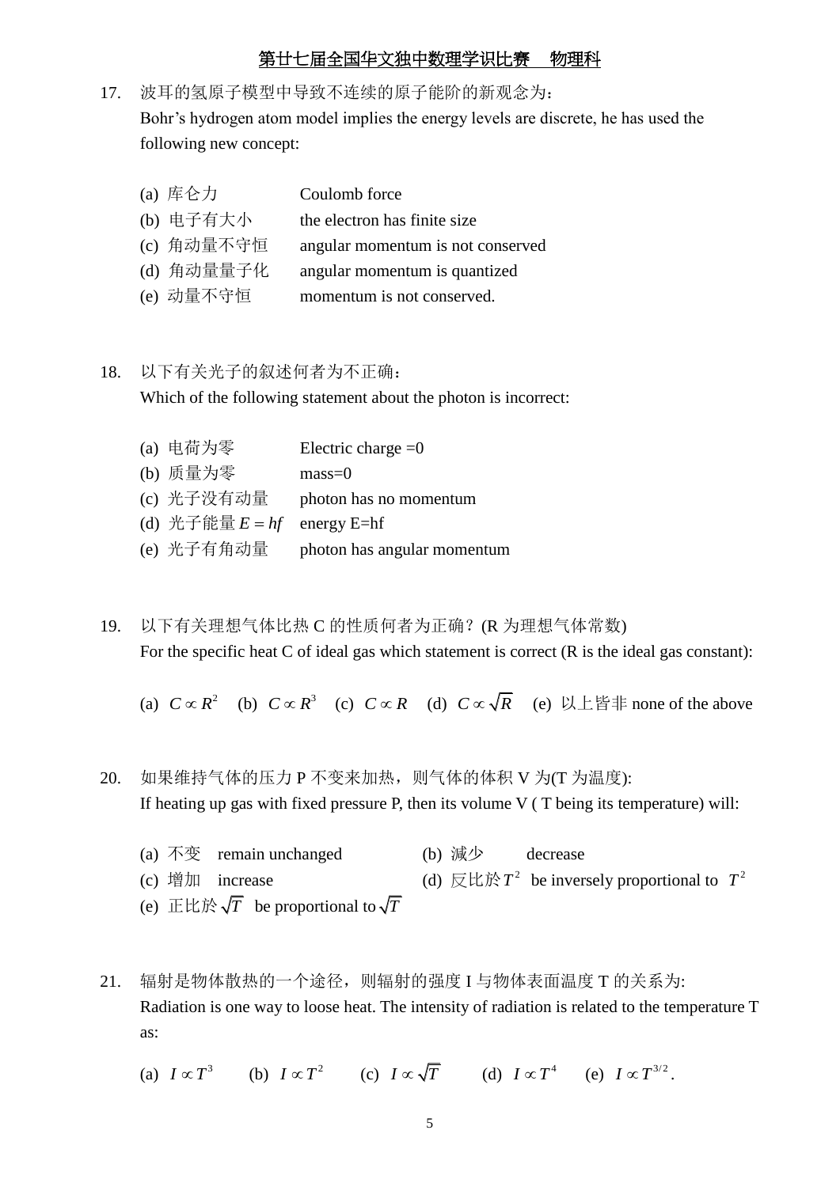17. 波耳的氢原子模型中导致不连续的原子能阶的新观念为：
    Bohr's hydrogen atom model implies the energy levels are discrete, he has used the following new concept:

    (a) 库仑力　　Coulomb force
    (b) 电子有大小　　the electron has finite size
    (c) 角动量不守恒　　angular momentum is not conserved
    (d) 角动量量子化　　angular momentum is quantized
    (e) 动量不守恒　　momentum is not conserved.

18. 以下有关光子的叙述何者为不正确：
    Which of the following statement about the photon is incorrect:

    (a) 电荷为零　　Electric charge =0
    (b) 质量为零　　mass=0
    (c) 光子没有动量　　photon has no momentum
    (d) 光子能量 $E = hf$　　energy E=hf
    (e) 光子有角动量　　photon has angular momentum

19. 以下有关理想气体比热 C 的性质何者为正确？(R 为理想气体常数)
    For the specific heat C of ideal gas which statement is correct (R is the ideal gas constant):

    (a) $C \propto R^2$　(b) $C \propto R^3$　(c) $C \propto R$　(d) $C \propto \sqrt{R}$　(e) 以上皆非 none of the above

20. 如果维持气体的压力 P 不变来加热，则气体的体积 V 为(T 为温度):
    If heating up gas with fixed pressure P, then its volume V ( T being its temperature) will:

    (a) 不变　remain unchanged
    (b) 减少　decrease
    (c) 增加　increase
    (d) 反比於 $T^2$　be inversely proportional to $T^2$
    (e) 正比於 $\sqrt{T}$　be proportional to $\sqrt{T}$

21. 辐射是物体散热的一个途径，则辐射的强度 I 与物体表面温度 T 的关系为:
    Radiation is one way to loose heat. The intensity of radiation is related to the temperature T as:

    (a) $I \propto T^3$　(b) $I \propto T^2$　(c) $I \propto \sqrt{T}$　(d) $I \propto T^4$　(e) $I \propto T^{3/2}$.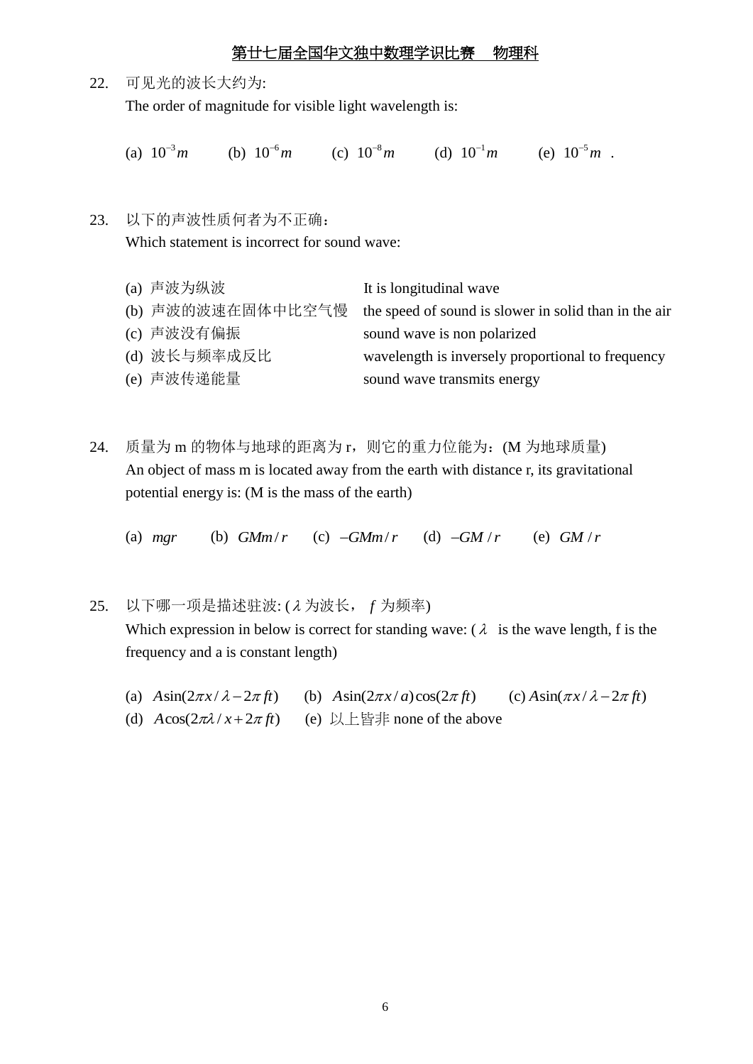22. 可见光的波长大约为:
    The order of magnitude for visible light wavelength is:

    (a) $10^{-3}m$　(b) $10^{-6}m$　(c) $10^{-8}m$　(d) $10^{-1}m$　(e) $10^{-5}m$ .

23. 以下的声波性质何者为不正确：
    Which statement is incorrect for sound wave:

    (a) 声波为纵波　It is longitudinal wave
    (b) 声波的波速在固体中比空气慢　the speed of sound is slower in solid than in the air
    (c) 声波没有偏振　sound wave is non polarized
    (d) 波长与频率成反比　wavelength is inversely proportional to frequency
    (e) 声波传递能量　sound wave transmits energy

24. 质量为 m 的物体与地球的距离为 r，则它的重力位能为：(M 为地球质量)
    An object of mass m is located away from the earth with distance r, its gravitational potential energy is: (M is the mass of the earth)

    (a) $mgr$　(b) $GMm/r$　(c) $-GMm/r$　(d) $-GM/r$　(e) $GM/r$

25. 以下哪一项是描述驻波: ($\lambda$ 为波长， $f$ 为频率)
    Which expression in below is correct for standing wave: ($\lambda$ is the wave length, f is the frequency and a is constant length)

    (a) $A\sin(2\pi x/\lambda - 2\pi ft)$　(b) $A\sin(2\pi x/a)\cos(2\pi ft)$　(c) $A\sin(\pi x/\lambda - 2\pi ft)$
    (d) $A\cos(2\pi\lambda/x + 2\pi ft)$　(e) 以上皆非 none of the above